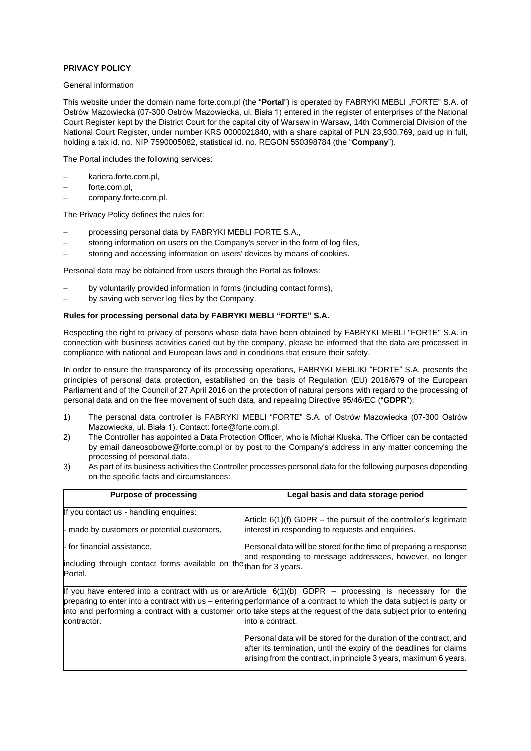**PRIVACY POLICY**

General information

This website under the domain name forte.com.pl (the "**Portal**") is operated by FABRYKI MEBLI „FORTE" S.A. of Ostrów Mazowiecka (07-300 Ostrów Mazowiecka, ul. Biała 1) entered in the register of enterprises of the National Court Register kept by the District Court for the capital city of Warsaw in Warsaw, 14th Commercial Division of the National Court Register, under number KRS 0000021840, with a share capital of PLN 23,930,769, paid up in full, holding a tax id. no. NIP 7590005082, statistical id. no. REGON 550398784 (the "**Company**").

The Portal includes the following services:

- kariera.forte.com.pl,
- forte.com.pl,
- company.forte.com.pl.

The Privacy Policy defines the rules for:

- processing personal data by FABRYKI MEBLI FORTE S.A.,
- storing information on users on the Company's server in the form of log files,
- storing and accessing information on users' devices by means of cookies.

Personal data may be obtained from users through the Portal as follows:

- by voluntarily provided information in forms (including contact forms),
- by saving web server log files by the Company.

**Rules for processing personal data by FABRYKI MEBLI "FORTE" S.A.**

Respecting the right to privacy of persons whose data have been obtained by FABRYKI MEBLI "FORTE" S.A. in connection with business activities caried out by the company, please be informed that the data are processed in compliance with national and European laws and in conditions that ensure their safety.

In order to ensure the transparency of its processing operations, FABRYKI MEBLIKI "FORTE" S.A. presents the principles of personal data protection, established on the basis of Regulation (EU) 2016/679 of the European Parliament and of the Council of 27 April 2016 on the protection of natural persons with regard to the processing of personal data and on the free movement of such data, and repealing Directive 95/46/EC ("**GDPR**"):

1) The personal data controller is FABRYKI MEBLI "FORTE" S.A. of Ostrów Mazowiecka (07-300 Ostrów Mazowiecka, ul. Biała 1). Contact: forte@forte.com.pl.
2) The Controller has appointed a Data Protection Officer, who is Michał Kluska. The Officer can be contacted by email daneosobowe@forte.com.pl or by post to the Company's address in any matter concerning the processing of personal data.
3) As part of its business activities the Controller processes personal data for the following purposes depending on the specific facts and circumstances:

| Purpose of processing | Legal basis and data storage period |
|---|---|
| If you contact us - handling enquiries:<br>- made by customers or potential customers,<br>- for financial assistance,<br>including through contact forms available on the Portal. | Article 6(1)(f) GDPR – the pursuit of the controller's legitimate interest in responding to requests and enquiries.<br>Personal data will be stored for the time of preparing a response and responding to message addressees, however, no longer than for 3 years. |
| If you have entered into a contract with us or are preparing to enter into a contract with us – entering into and performing a contract with a customer or contractor. | Article 6(1)(b) GDPR – processing is necessary for the performance of a contract to which the data subject is party or to take steps at the request of the data subject prior to entering into a contract.<br>Personal data will be stored for the duration of the contract, and after its termination, until the expiry of the deadlines for claims arising from the contract, in principle 3 years, maximum 6 years. |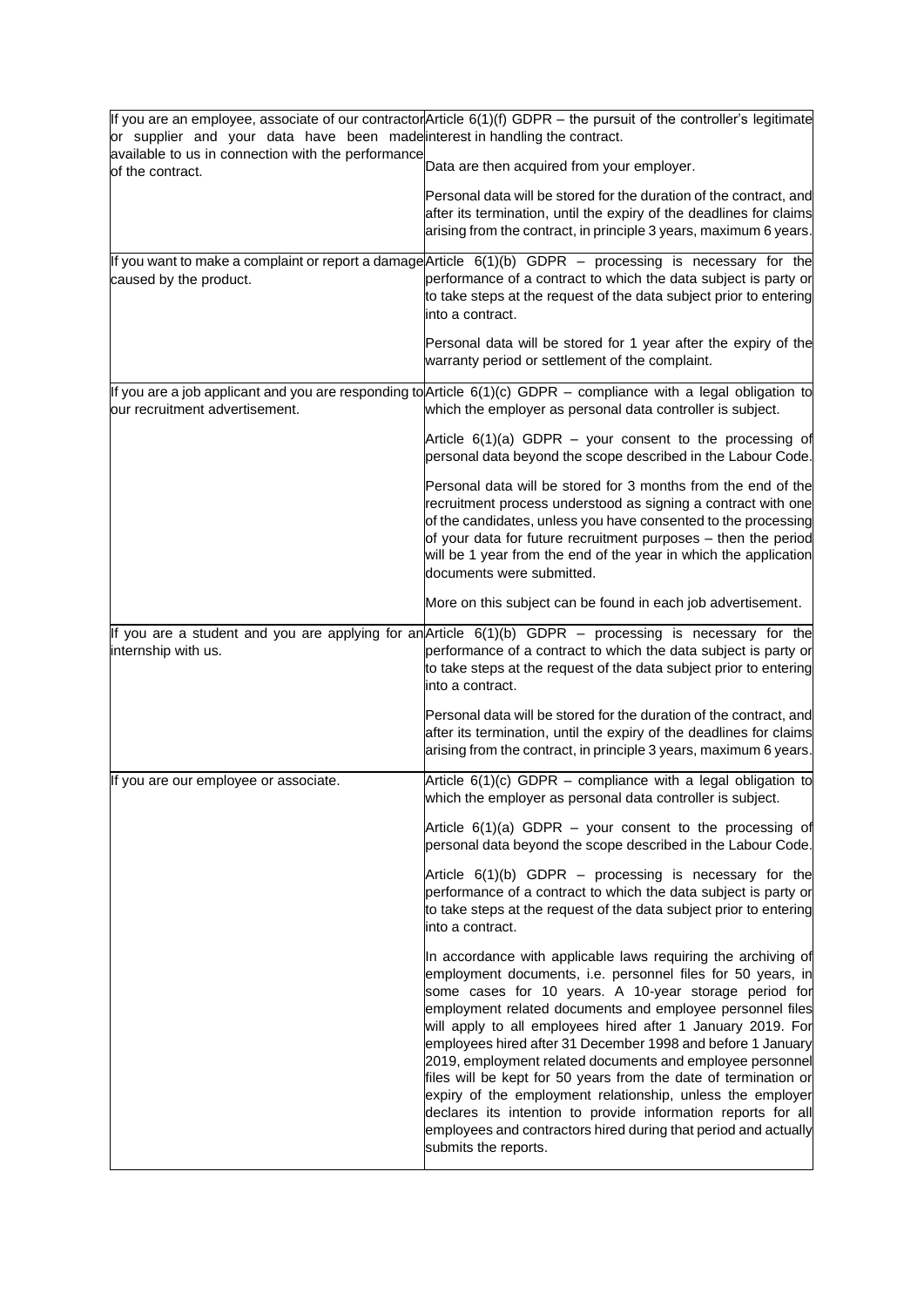| | |
|---|---|
| If you are an employee, associate of our contractor or supplier and your data have been made available to us in connection with the performance of the contract. | Article 6(1)(f) GDPR – the pursuit of the controller's legitimate interest in handling the contract.<br><br>Data are then acquired from your employer.<br><br>Personal data will be stored for the duration of the contract, and after its termination, until the expiry of the deadlines for claims arising from the contract, in principle 3 years, maximum 6 years. |
| If you want to make a complaint or report a damage caused by the product. | Article 6(1)(b) GDPR – processing is necessary for the performance of a contract to which the data subject is party or to take steps at the request of the data subject prior to entering into a contract.<br><br>Personal data will be stored for 1 year after the expiry of the warranty period or settlement of the complaint. |
| If you are a job applicant and you are responding to our recruitment advertisement. | Article 6(1)(c) GDPR – compliance with a legal obligation to which the employer as personal data controller is subject.<br><br>Article 6(1)(a) GDPR – your consent to the processing of personal data beyond the scope described in the Labour Code.<br><br>Personal data will be stored for 3 months from the end of the recruitment process understood as signing a contract with one of the candidates, unless you have consented to the processing of your data for future recruitment purposes – then the period will be 1 year from the end of the year in which the application documents were submitted.<br><br>More on this subject can be found in each job advertisement. |
| If you are a student and you are applying for an internship with us. | Article 6(1)(b) GDPR – processing is necessary for the performance of a contract to which the data subject is party or to take steps at the request of the data subject prior to entering into a contract.<br><br>Personal data will be stored for the duration of the contract, and after its termination, until the expiry of the deadlines for claims arising from the contract, in principle 3 years, maximum 6 years. |
| If you are our employee or associate. | Article 6(1)(c) GDPR – compliance with a legal obligation to which the employer as personal data controller is subject.<br><br>Article 6(1)(a) GDPR – your consent to the processing of personal data beyond the scope described in the Labour Code.<br><br>Article 6(1)(b) GDPR – processing is necessary for the performance of a contract to which the data subject is party or to take steps at the request of the data subject prior to entering into a contract.<br><br>In accordance with applicable laws requiring the archiving of employment documents, i.e. personnel files for 50 years, in some cases for 10 years. A 10-year storage period for employment related documents and employee personnel files will apply to all employees hired after 1 January 2019. For employees hired after 31 December 1998 and before 1 January 2019, employment related documents and employee personnel files will be kept for 50 years from the date of termination or expiry of the employment relationship, unless the employer declares its intention to provide information reports for all employees and contractors hired during that period and actually submits the reports. |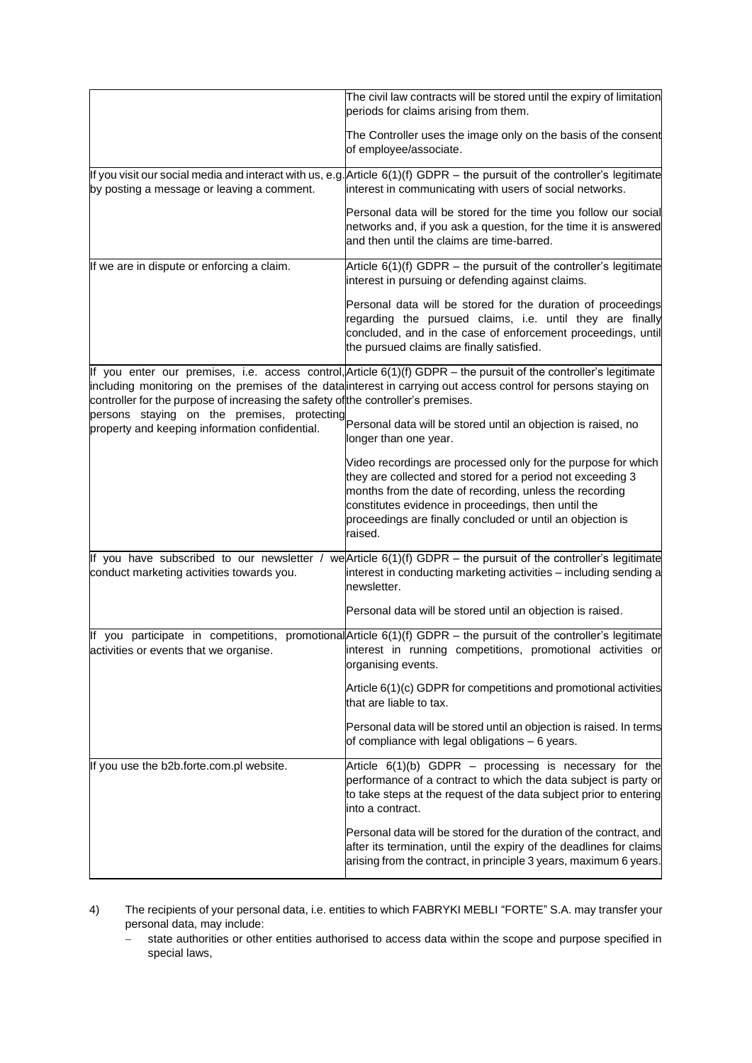| | |
|---|---|
| | The civil law contracts will be stored until the expiry of limitation periods for claims arising from them.<br><br>The Controller uses the image only on the basis of the consent of employee/associate. |
| If you visit our social media and interact with us, e.g. by posting a message or leaving a comment. | Article 6(1)(f) GDPR – the pursuit of the controller's legitimate interest in communicating with users of social networks.<br><br>Personal data will be stored for the time you follow our social networks and, if you ask a question, for the time it is answered and then until the claims are time-barred. |
| If we are in dispute or enforcing a claim. | Article 6(1)(f) GDPR – the pursuit of the controller's legitimate interest in pursuing or defending against claims.<br><br>Personal data will be stored for the duration of proceedings regarding the pursued claims, i.e. until they are finally concluded, and in the case of enforcement proceedings, until the pursued claims are finally satisfied. |
| If you enter our premises, i.e. access control, including monitoring on the premises of the data controller for the purpose of increasing the safety of persons staying on the premises, protecting property and keeping information confidential. | Article 6(1)(f) GDPR – the pursuit of the controller's legitimate interest in carrying out access control for persons staying on the controller's premises.<br><br>Personal data will be stored until an objection is raised, no longer than one year.<br><br>Video recordings are processed only for the purpose for which they are collected and stored for a period not exceeding 3 months from the date of recording, unless the recording constitutes evidence in proceedings, then until the proceedings are finally concluded or until an objection is raised. |
| If you have subscribed to our newsletter / we conduct marketing activities towards you. | Article 6(1)(f) GDPR – the pursuit of the controller's legitimate interest in conducting marketing activities – including sending a newsletter.<br><br>Personal data will be stored until an objection is raised. |
| If you participate in competitions, promotional activities or events that we organise. | Article 6(1)(f) GDPR – the pursuit of the controller's legitimate interest in running competitions, promotional activities or organising events.<br><br>Article 6(1)(c) GDPR for competitions and promotional activities that are liable to tax.<br><br>Personal data will be stored until an objection is raised. In terms of compliance with legal obligations – 6 years. |
| If you use the b2b.forte.com.pl website. | Article 6(1)(b) GDPR – processing is necessary for the performance of a contract to which the data subject is party or to take steps at the request of the data subject prior to entering into a contract.<br><br>Personal data will be stored for the duration of the contract, and after its termination, until the expiry of the deadlines for claims arising from the contract, in principle 3 years, maximum 6 years. |

4) The recipients of your personal data, i.e. entities to which FABRYKI MEBLI "FORTE" S.A. may transfer your personal data, may include:
   - state authorities or other entities authorised to access data within the scope and purpose specified in special laws,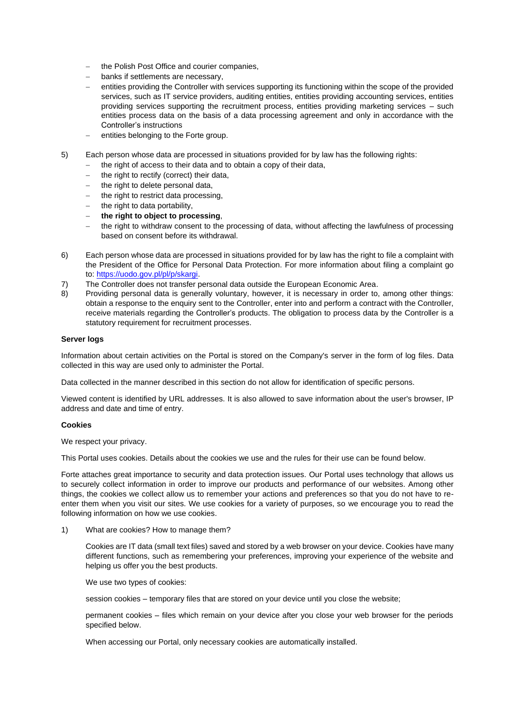- the Polish Post Office and courier companies,
- banks if settlements are necessary,
- entities providing the Controller with services supporting its functioning within the scope of the provided services, such as IT service providers, auditing entities, entities providing accounting services, entities providing services supporting the recruitment process, entities providing marketing services – such entities process data on the basis of a data processing agreement and only in accordance with the Controller's instructions
- entities belonging to the Forte group.

5) Each person whose data are processed in situations provided for by law has the following rights:
   - the right of access to their data and to obtain a copy of their data,
   - the right to rectify (correct) their data,
   - the right to delete personal data,
   - the right to restrict data processing,
   - the right to data portability,
   - **the right to object to processing**,
   - the right to withdraw consent to the processing of data, without affecting the lawfulness of processing based on consent before its withdrawal.

6) Each person whose data are processed in situations provided for by law has the right to file a complaint with the President of the Office for Personal Data Protection. For more information about filing a complaint go to: https://uodo.gov.pl/pl/p/skargi.
7) The Controller does not transfer personal data outside the European Economic Area.
8) Providing personal data is generally voluntary, however, it is necessary in order to, among other things: obtain a response to the enquiry sent to the Controller, enter into and perform a contract with the Controller, receive materials regarding the Controller's products. The obligation to process data by the Controller is a statutory requirement for recruitment processes.

**Server logs**

Information about certain activities on the Portal is stored on the Company's server in the form of log files. Data collected in this way are used only to administer the Portal.

Data collected in the manner described in this section do not allow for identification of specific persons.

Viewed content is identified by URL addresses. It is also allowed to save information about the user's browser, IP address and date and time of entry.

**Cookies**

We respect your privacy.

This Portal uses cookies. Details about the cookies we use and the rules for their use can be found below.

Forte attaches great importance to security and data protection issues. Our Portal uses technology that allows us to securely collect information in order to improve our products and performance of our websites. Among other things, the cookies we collect allow us to remember your actions and preferences so that you do not have to re-enter them when you visit our sites. We use cookies for a variety of purposes, so we encourage you to read the following information on how we use cookies.

1) What are cookies? How to manage them?

   Cookies are IT data (small text files) saved and stored by a web browser on your device. Cookies have many different functions, such as remembering your preferences, improving your experience of the website and helping us offer you the best products.

   We use two types of cookies:

   session cookies – temporary files that are stored on your device until you close the website;

   permanent cookies – files which remain on your device after you close your web browser for the periods specified below.

   When accessing our Portal, only necessary cookies are automatically installed.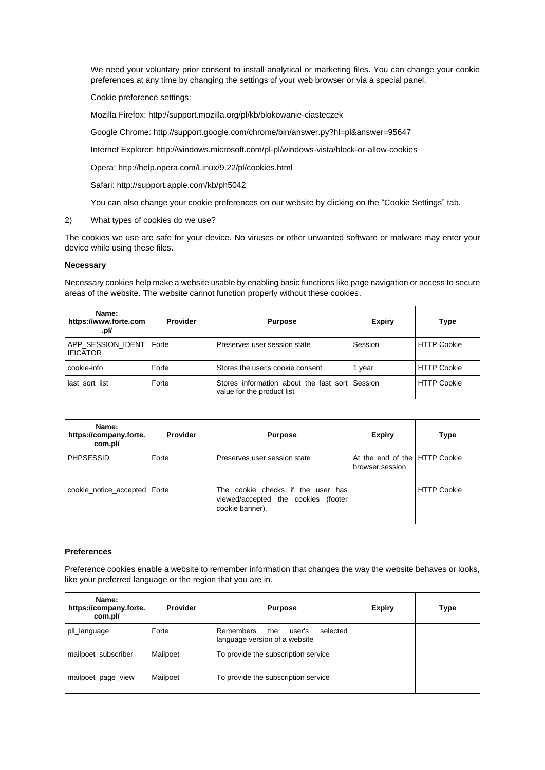We need your voluntary prior consent to install analytical or marketing files. You can change your cookie preferences at any time by changing the settings of your web browser or via a special panel.

Cookie preference settings:

Mozilla Firefox: http://support.mozilla.org/pl/kb/blokowanie-ciasteczek

Google Chrome: http://support.google.com/chrome/bin/answer.py?hl=pl&answer=95647

Internet Explorer: http://windows.microsoft.com/pl-pl/windows-vista/block-or-allow-cookies

Opera: http://help.opera.com/Linux/9.22/pl/cookies.html

Safari: http://support.apple.com/kb/ph5042

You can also change your cookie preferences on our website by clicking on the "Cookie Settings" tab.

2) What types of cookies do we use?

The cookies we use are safe for your device. No viruses or other unwanted software or malware may enter your device while using these files.

**Necessary**

Necessary cookies help make a website usable by enabling basic functions like page navigation or access to secure areas of the website. The website cannot function properly without these cookies.

| Name: https://www.forte.com.pl/ | Provider | Purpose | Expiry | Type |
|---|---|---|---|---|
| APP_SESSION_IDENTIFICATOR | Forte | Preserves user session state | Session | HTTP Cookie |
| cookie-info | Forte | Stores the user's cookie consent | 1 year | HTTP Cookie |
| last_sort_list | Forte | Stores information about the last sort value for the product list | Session | HTTP Cookie |

| Name: https://company.forte.com.pl/ | Provider | Purpose | Expiry | Type |
|---|---|---|---|---|
| PHPSESSID | Forte | Preserves user session state | At the end of the browser session | HTTP Cookie |
| cookie_notice_accepted | Forte | The cookie checks if the user has viewed/accepted the cookies (footer cookie banner). | | HTTP Cookie |

**Preferences**

Preference cookies enable a website to remember information that changes the way the website behaves or looks, like your preferred language or the region that you are in.

| Name: https://company.forte.com.pl/ | Provider | Purpose | Expiry | Type |
|---|---|---|---|---|
| pll_language | Forte | Remembers the user's selected language version of a website | | |
| mailpoet_subscriber | Mailpoet | To provide the subscription service | | |
| mailpoet_page_view | Mailpoet | To provide the subscription service | | |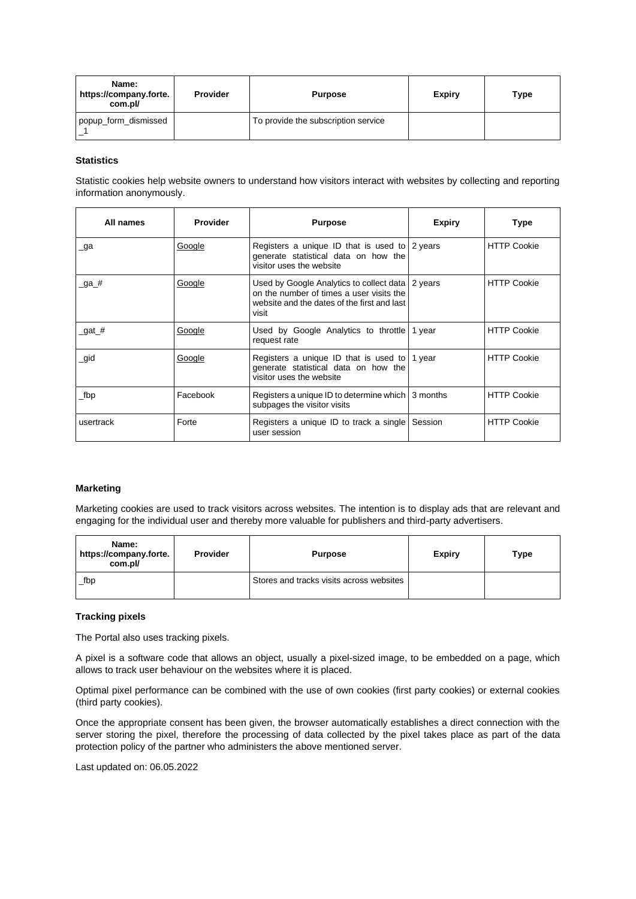| Name: https://company.forte.com.pl/ | Provider | Purpose | Expiry | Type |
|---|---|---|---|---|
| popup_form_dismissed_1 | | To provide the subscription service | | |

**Statistics**

Statistic cookies help website owners to understand how visitors interact with websites by collecting and reporting information anonymously.

| All names | Provider | Purpose | Expiry | Type |
|---|---|---|---|---|
| _ga | Google | Registers a unique ID that is used to generate statistical data on how the visitor uses the website | 2 years | HTTP Cookie |
| _ga_# | Google | Used by Google Analytics to collect data on the number of times a user visits the website and the dates of the first and last visit | 2 years | HTTP Cookie |
| _gat_# | Google | Used by Google Analytics to throttle request rate | 1 year | HTTP Cookie |
| _gid | Google | Registers a unique ID that is used to generate statistical data on how the visitor uses the website | 1 year | HTTP Cookie |
| _fbp | Facebook | Registers a unique ID to determine which subpages the visitor visits | 3 months | HTTP Cookie |
| usertrack | Forte | Registers a unique ID to track a single user session | Session | HTTP Cookie |

**Marketing**

Marketing cookies are used to track visitors across websites. The intention is to display ads that are relevant and engaging for the individual user and thereby more valuable for publishers and third-party advertisers.

| Name: https://company.forte.com.pl/ | Provider | Purpose | Expiry | Type |
|---|---|---|---|---|
| _fbp | | Stores and tracks visits across websites | | |

**Tracking pixels**

The Portal also uses tracking pixels.

A pixel is a software code that allows an object, usually a pixel-sized image, to be embedded on a page, which allows to track user behaviour on the websites where it is placed.

Optimal pixel performance can be combined with the use of own cookies (first party cookies) or external cookies (third party cookies).

Once the appropriate consent has been given, the browser automatically establishes a direct connection with the server storing the pixel, therefore the processing of data collected by the pixel takes place as part of the data protection policy of the partner who administers the above mentioned server.

Last updated on: 06.05.2022